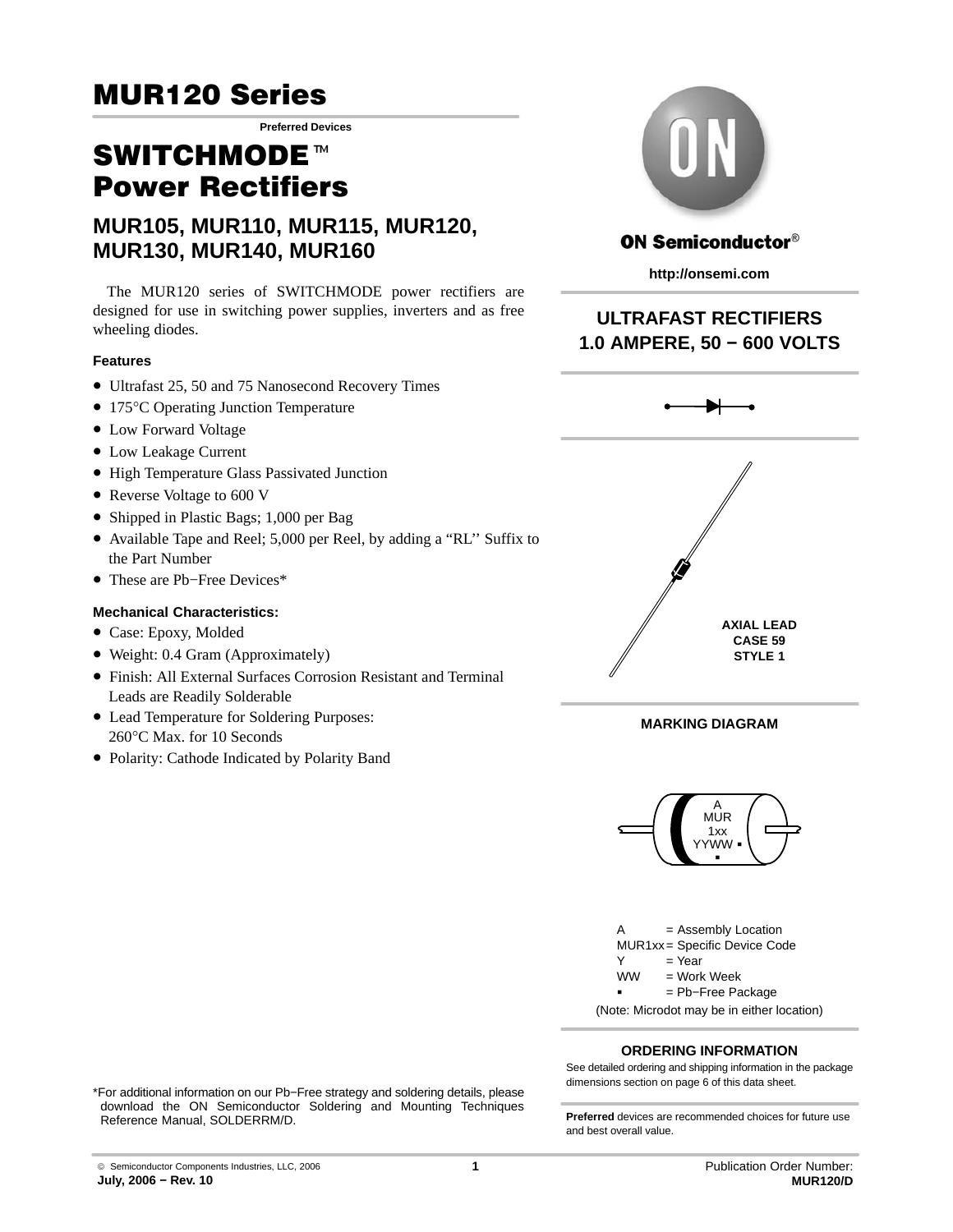# MUR120 Series

**Preferred Devices**

# SWITCHMODE™ Power Rectifiers

## MUR105, MUR110, MUR115, MUR120, MUR130, MUR140, MUR160

The MUR120 series of SWITCHMODE power rectifiers are designed for use in switching power supplies, inverters and as free wheeling diodes.

### Features

- Ultrafast 25, 50 and 75 Nanosecond Recovery Times
- 175°C Operating Junction Temperature
- Low Forward Voltage
- Low Leakage Current
- High Temperature Glass Passivated Junction
- Reverse Voltage to 600 V
- Shipped in Plastic Bags; 1,000 per Bag
- Available Tape and Reel; 5,000 per Reel, by adding a "RL" Suffix to the Part Number
- These are Pb−Free Devices*

### Mechanical Characteristics:

- Case: Epoxy, Molded
- Weight: 0.4 Gram (Approximately)
- Finish: All External Surfaces Corrosion Resistant and Terminal Leads are Readily Solderable
- Lead Temperature for Soldering Purposes: 260°C Max. for 10 Seconds
- Polarity: Cathode Indicated by Polarity Band

*For additional information on our Pb−Free strategy and soldering details, please download the ON Semiconductor Soldering and Mounting Techniques Reference Manual, SOLDERRM/D.

**ON Semiconductor®**

**http://onsemi.com**

**ULTRAFAST RECTIFIERS**
**1.0 AMPERE, 50 − 600 VOLTS**

**AXIAL LEAD**
**CASE 59**
**STYLE 1**

**MARKING DIAGRAM**

A
MUR
1xx
YYWW ▪
▪

A = Assembly Location
MUR1xx = Specific Device Code
Y = Year
WW = Work Week
▪ = Pb−Free Package
(Note: Microdot may be in either location)

**ORDERING INFORMATION**

See detailed ordering and shipping information in the package dimensions section on page 6 of this data sheet.

**Preferred** devices are recommended choices for future use and best overall value.

© Semiconductor Components Industries, LLC, 2006
**July, 2006 − Rev. 10**

Publication Order Number:
**MUR120/D**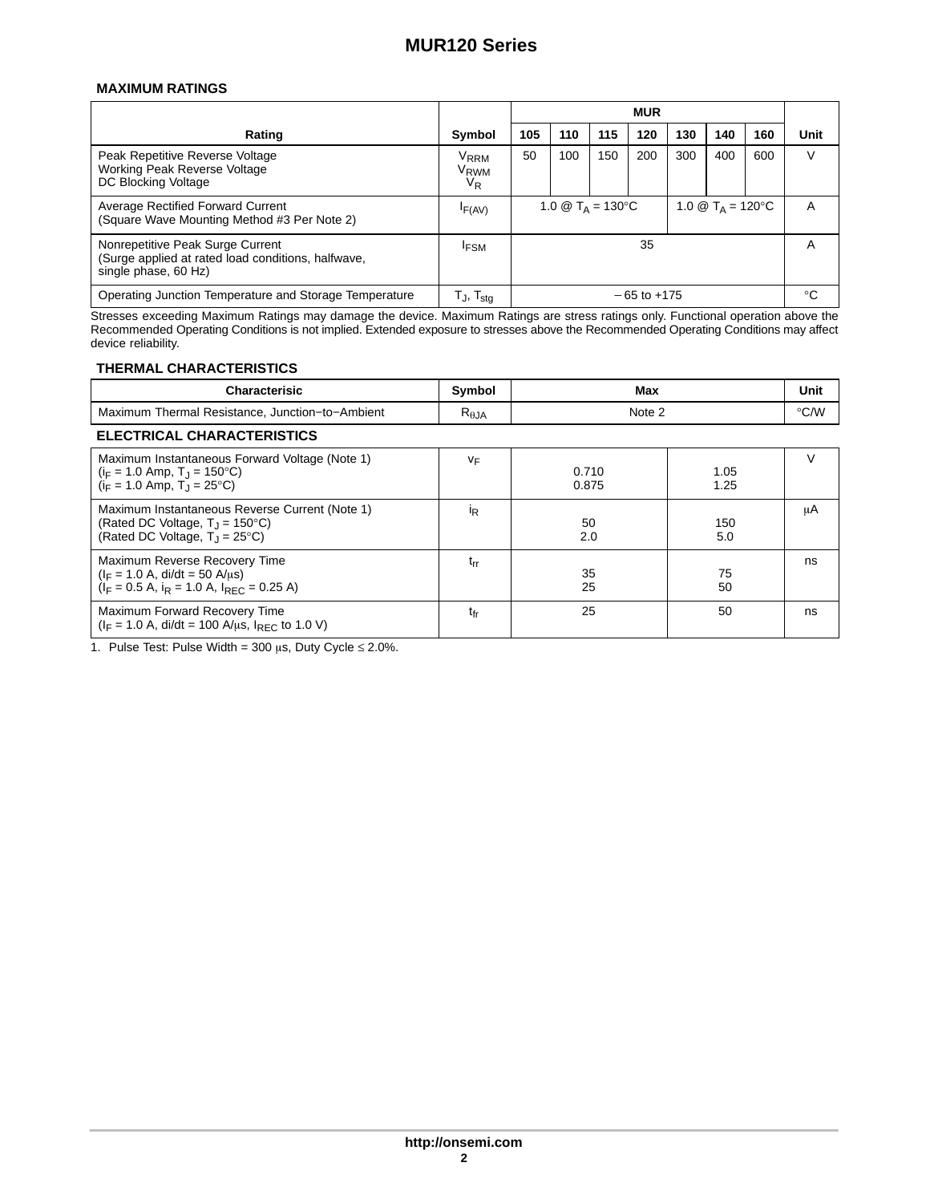### MAXIMUM RATINGS

| Rating | Symbol | MUR 105 | 110 | 115 | 120 | 130 | 140 | 160 | Unit |
|---|---|---|---|---|---|---|---|---|---|
| Peak Repetitive Reverse Voltage<br>Working Peak Reverse Voltage<br>DC Blocking Voltage | $V_{RRM}$<br>$V_{RWM}$<br>$V_R$ | 50 | 100 | 150 | 200 | 300 | 400 | 600 | V |
| Average Rectified Forward Current<br>(Square Wave Mounting Method #3 Per Note 2) | $I_{F(AV)}$ | 1.0 @ $T_A$ = 130°C | | | | 1.0 @ $T_A$ = 120°C | | | A |
| Nonrepetitive Peak Surge Current<br>(Surge applied at rated load conditions, halfwave, single phase, 60 Hz) | $I_{FSM}$ | 35 | | | | | | | A |
| Operating Junction Temperature and Storage Temperature | $T_J$, $T_{stg}$ | − 65 to +175 | | | | | | | °C |

Stresses exceeding Maximum Ratings may damage the device. Maximum Ratings are stress ratings only. Functional operation above the Recommended Operating Conditions is not implied. Extended exposure to stresses above the Recommended Operating Conditions may affect device reliability.

### THERMAL CHARACTERISTICS

| Characterisic | Symbol | Max | Unit |
|---|---|---|---|
| Maximum Thermal Resistance, Junction−to−Ambient | $R_{\theta JA}$ | Note 2 | °C/W |

### ELECTRICAL CHARACTERISTICS

| Characteristic | Symbol | MUR105–MUR120 | MUR130–MUR160 | Unit |
|---|---|---|---|---|
| Maximum Instantaneous Forward Voltage (Note 1)<br>($i_F$ = 1.0 Amp, $T_J$ = 150°C)<br>($i_F$ = 1.0 Amp, $T_J$ = 25°C) | $v_F$ | <br>0.710<br>0.875 | <br>1.05<br>1.25 | V |
| Maximum Instantaneous Reverse Current (Note 1)<br>(Rated DC Voltage, $T_J$ = 150°C)<br>(Rated DC Voltage, $T_J$ = 25°C) | $i_R$ | <br>50<br>2.0 | <br>150<br>5.0 | μA |
| Maximum Reverse Recovery Time<br>($I_F$ = 1.0 A, di/dt = 50 A/μs)<br>($I_F$ = 0.5 A, $i_R$ = 1.0 A, $I_{REC}$ = 0.25 A) | $t_{rr}$ | <br>35<br>25 | <br>75<br>50 | ns |
| Maximum Forward Recovery Time<br>($I_F$ = 1.0 A, di/dt = 100 A/μs, $I_{REC}$ to 1.0 V) | $t_{fr}$ | 25 | 50 | ns |

1. Pulse Test: Pulse Width = 300 μs, Duty Cycle ≤ 2.0%.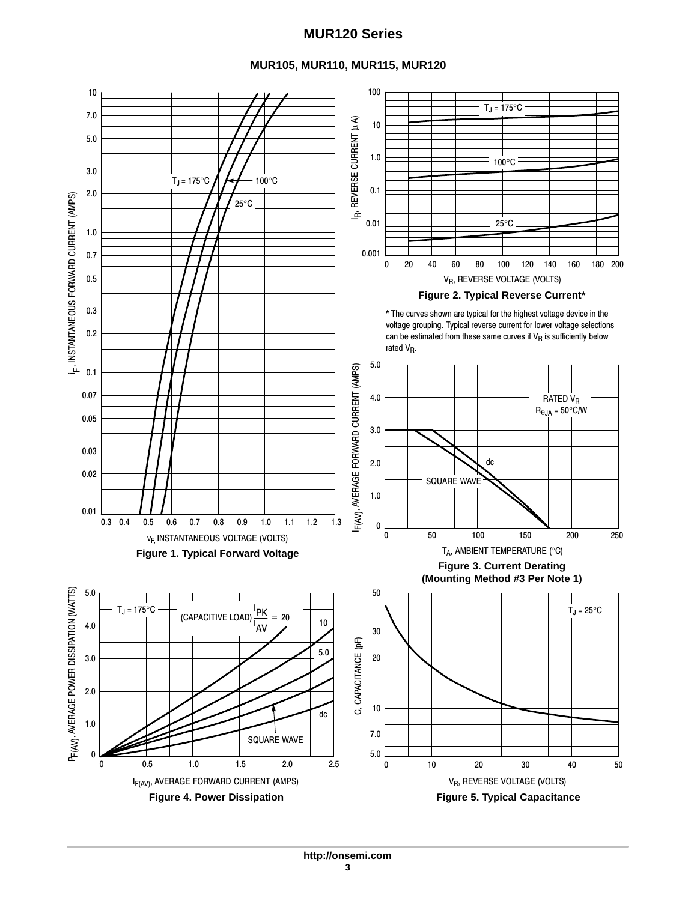## MUR105, MUR110, MUR115, MUR120

**Figure 1. Typical Forward Voltage**

**Figure 2. Typical Reverse Current***

* The curves shown are typical for the highest voltage device in the voltage grouping. Typical reverse current for lower voltage selections can be estimated from these same curves if $V_R$ is sufficiently below rated $V_R$.

**Figure 3. Current Derating (Mounting Method #3 Per Note 1)**

**Figure 4. Power Dissipation**

**Figure 5. Typical Capacitance**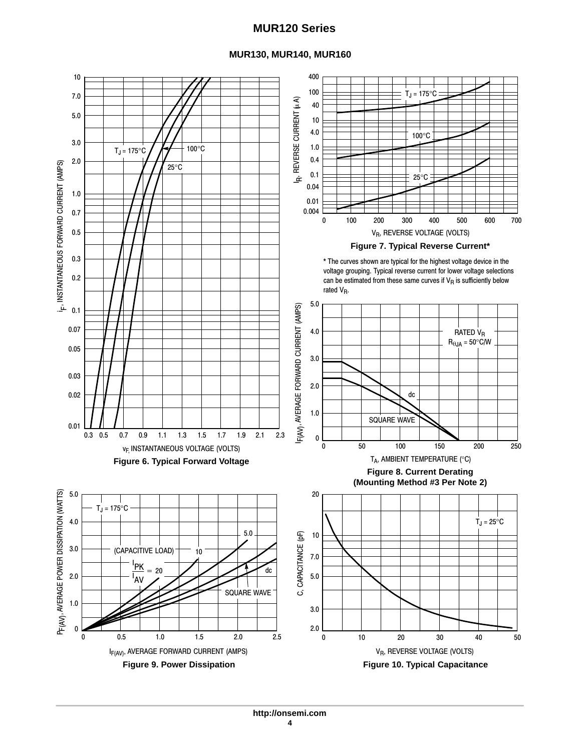## MUR130, MUR140, MUR160

Figure 6. Typical Forward Voltage

Figure 7. Typical Reverse Current*

* The curves shown are typical for the highest voltage device in the voltage grouping. Typical reverse current for lower voltage selections can be estimated from these same curves if $V_R$ is sufficiently below rated $V_R$.

Figure 8. Current Derating (Mounting Method #3 Per Note 2)

Figure 9. Power Dissipation

Figure 10. Typical Capacitance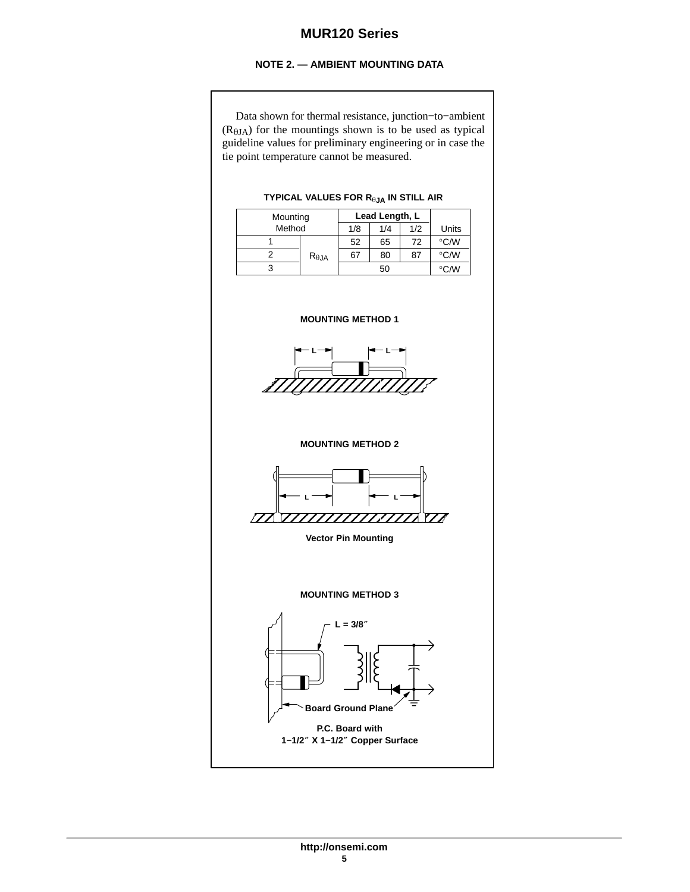## NOTE 2. — AMBIENT MOUNTING DATA

Data shown for thermal resistance, junction−to−ambient ($R_{\theta JA}$) for the mountings shown is to be used as typical guideline values for preliminary engineering or in case the tie point temperature cannot be measured.

**TYPICAL VALUES FOR $R_{\theta JA}$ IN STILL AIR**

| Mounting Method | | Lead Length, L | | | Units |
|---|---|---|---|---|---|
| | | 1/8 | 1/4 | 1/2 | |
| 1 | $R_{\theta JA}$ | 52 | 65 | 72 | °C/W |
| 2 | $R_{\theta JA}$ | 67 | 80 | 87 | °C/W |
| 3 | $R_{\theta JA}$ | 50 | | | °C/W |

**MOUNTING METHOD 1**

L L

**MOUNTING METHOD 2**

L L

**Vector Pin Mounting**

**MOUNTING METHOD 3**

L = 3/8″

Board Ground Plane

**P.C. Board with 1−1/2″ X 1−1/2″ Copper Surface**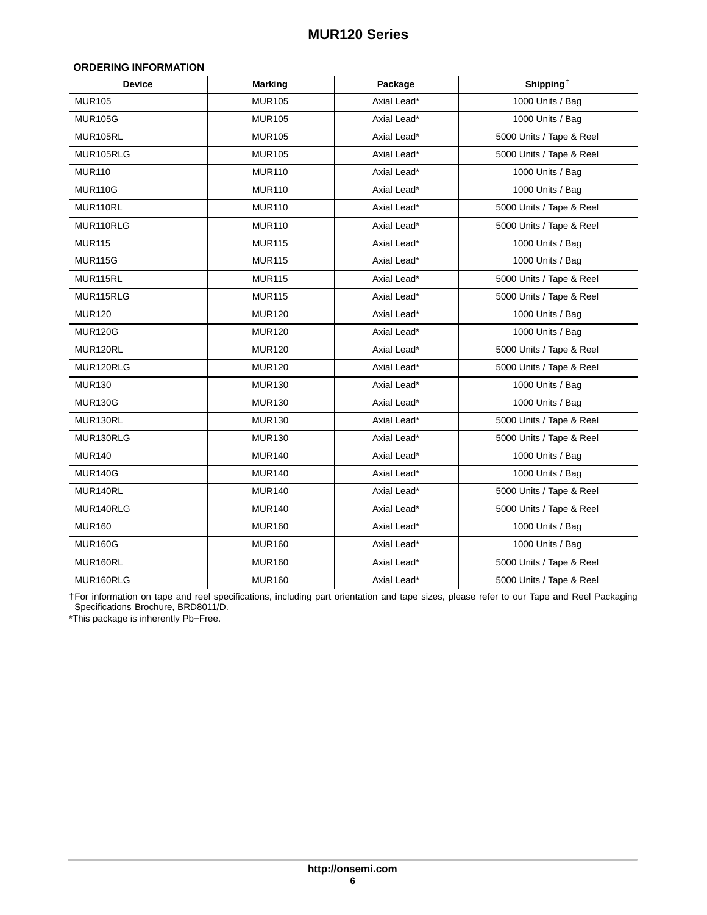## ORDERING INFORMATION

| Device | Marking | Package | Shipping† |
|---|---|---|---|
| MUR105 | MUR105 | Axial Lead* | 1000 Units / Bag |
| MUR105G | MUR105 | Axial Lead* | 1000 Units / Bag |
| MUR105RL | MUR105 | Axial Lead* | 5000 Units / Tape & Reel |
| MUR105RLG | MUR105 | Axial Lead* | 5000 Units / Tape & Reel |
| MUR110 | MUR110 | Axial Lead* | 1000 Units / Bag |
| MUR110G | MUR110 | Axial Lead* | 1000 Units / Bag |
| MUR110RL | MUR110 | Axial Lead* | 5000 Units / Tape & Reel |
| MUR110RLG | MUR110 | Axial Lead* | 5000 Units / Tape & Reel |
| MUR115 | MUR115 | Axial Lead* | 1000 Units / Bag |
| MUR115G | MUR115 | Axial Lead* | 1000 Units / Bag |
| MUR115RL | MUR115 | Axial Lead* | 5000 Units / Tape & Reel |
| MUR115RLG | MUR115 | Axial Lead* | 5000 Units / Tape & Reel |
| MUR120 | MUR120 | Axial Lead* | 1000 Units / Bag |
| MUR120G | MUR120 | Axial Lead* | 1000 Units / Bag |
| MUR120RL | MUR120 | Axial Lead* | 5000 Units / Tape & Reel |
| MUR120RLG | MUR120 | Axial Lead* | 5000 Units / Tape & Reel |
| MUR130 | MUR130 | Axial Lead* | 1000 Units / Bag |
| MUR130G | MUR130 | Axial Lead* | 1000 Units / Bag |
| MUR130RL | MUR130 | Axial Lead* | 5000 Units / Tape & Reel |
| MUR130RLG | MUR130 | Axial Lead* | 5000 Units / Tape & Reel |
| MUR140 | MUR140 | Axial Lead* | 1000 Units / Bag |
| MUR140G | MUR140 | Axial Lead* | 1000 Units / Bag |
| MUR140RL | MUR140 | Axial Lead* | 5000 Units / Tape & Reel |
| MUR140RLG | MUR140 | Axial Lead* | 5000 Units / Tape & Reel |
| MUR160 | MUR160 | Axial Lead* | 1000 Units / Bag |
| MUR160G | MUR160 | Axial Lead* | 1000 Units / Bag |
| MUR160RL | MUR160 | Axial Lead* | 5000 Units / Tape & Reel |
| MUR160RLG | MUR160 | Axial Lead* | 5000 Units / Tape & Reel |

†For information on tape and reel specifications, including part orientation and tape sizes, please refer to our Tape and Reel Packaging Specifications Brochure, BRD8011/D.

*This package is inherently Pb−Free.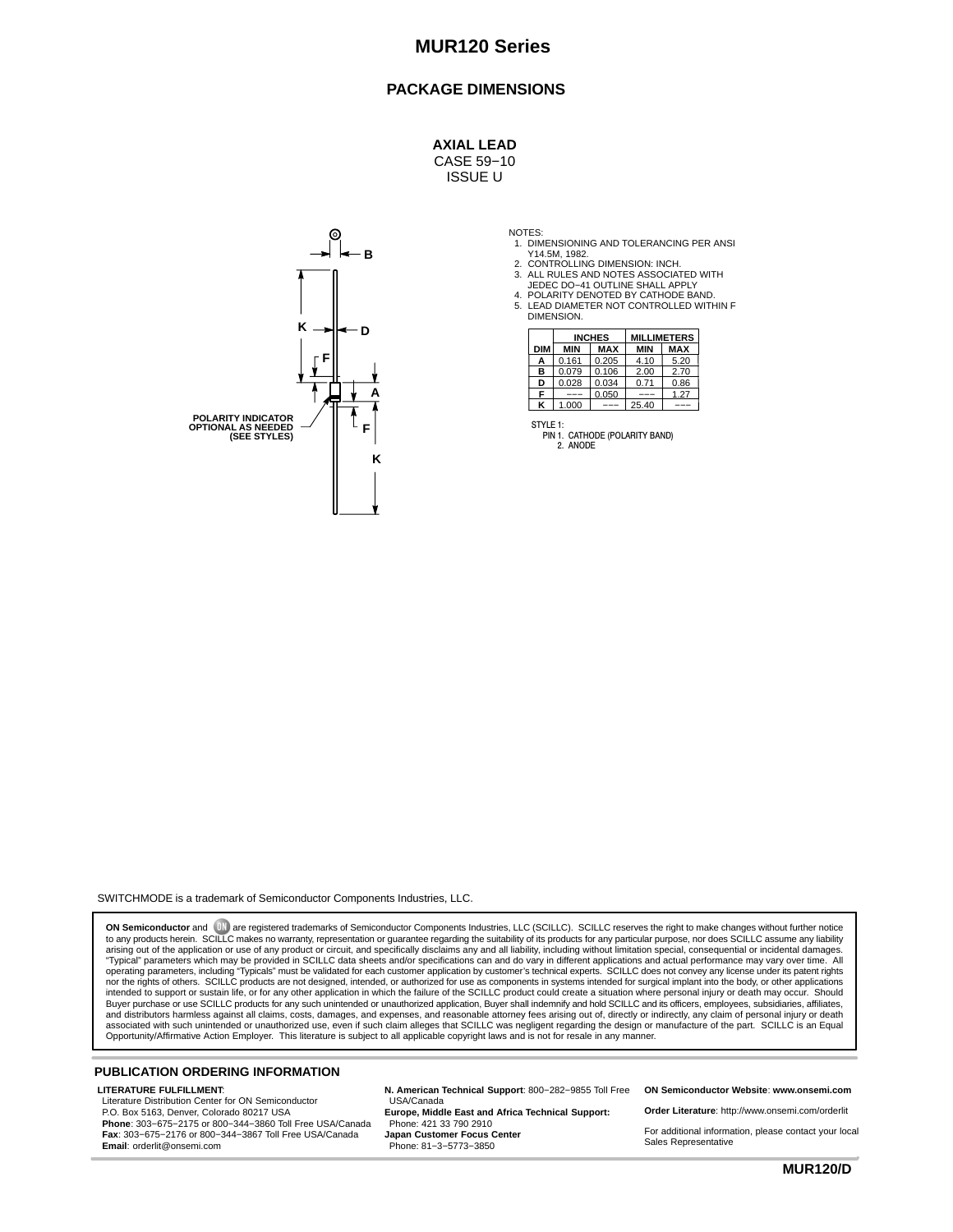## PACKAGE DIMENSIONS

**AXIAL LEAD**
CASE 59−10
ISSUE U

B

K

D

F

A

POLARITY INDICATOR OPTIONAL AS NEEDED (SEE STYLES)

F

K

NOTES:
1. DIMENSIONING AND TOLERANCING PER ANSI Y14.5M, 1982.
2. CONTROLLING DIMENSION: INCH.
3. ALL RULES AND NOTES ASSOCIATED WITH JEDEC DO−41 OUTLINE SHALL APPLY
4. POLARITY DENOTED BY CATHODE BAND.
5. LEAD DIAMETER NOT CONTROLLED WITHIN F DIMENSION.

| | INCHES | | MILLIMETERS | |
|---|---|---|---|---|
| DIM | MIN | MAX | MIN | MAX |
| A | 0.161 | 0.205 | 4.10 | 5.20 |
| B | 0.079 | 0.106 | 2.00 | 2.70 |
| D | 0.028 | 0.034 | 0.71 | 0.86 |
| F | −−− | 0.050 | −−− | 1.27 |
| K | 1.000 | −−− | 25.40 | −−− |

STYLE 1:
PIN 1. CATHODE (POLARITY BAND)
2. ANODE

SWITCHMODE is a trademark of Semiconductor Components Industries, LLC.

**ON Semiconductor** and ON are registered trademarks of Semiconductor Components Industries, LLC (SCILLC). SCILLC reserves the right to make changes without further notice to any products herein. SCILLC makes no warranty, representation or guarantee regarding the suitability of its products for any particular purpose, nor does SCILLC assume any liability arising out of the application or use of any product or circuit, and specifically disclaims any and all liability, including without limitation special, consequential or incidental damages. "Typical" parameters which may be provided in SCILLC data sheets and/or specifications can and do vary in different applications and actual performance may vary over time. All operating parameters, including "Typicals" must be validated for each customer application by customer's technical experts. SCILLC does not convey any license under its patent rights nor the rights of others. SCILLC products are not designed, intended, or authorized for use as components in systems intended for surgical implant into the body, or other applications intended to support or sustain life, or for any other application in which the failure of the SCILLC product could create a situation where personal injury or death may occur. Should Buyer purchase or use SCILLC products for any such unintended or unauthorized application, Buyer shall indemnify and hold SCILLC and its officers, employees, subsidiaries, affiliates, and distributors harmless against all claims, costs, damages, and expenses, and reasonable attorney fees arising out of, directly or indirectly, any claim of personal injury or death associated with such unintended or unauthorized use, even if such claim alleges that SCILLC was negligent regarding the design or manufacture of the part. SCILLC is an Equal Opportunity/Affirmative Action Employer. This literature is subject to all applicable copyright laws and is not for resale in any manner.

### PUBLICATION ORDERING INFORMATION

**LITERATURE FULFILLMENT**:
Literature Distribution Center for ON Semiconductor
P.O. Box 5163, Denver, Colorado 80217 USA
**Phone**: 303−675−2175 or 800−344−3860 Toll Free USA/Canada
**Fax**: 303−675−2176 or 800−344−3867 Toll Free USA/Canada
**Email**: orderlit@onsemi.com

**N. American Technical Support**: 800−282−9855 Toll Free USA/Canada
**Europe, Middle East and Africa Technical Support:**
Phone: 421 33 790 2910
**Japan Customer Focus Center**
Phone: 81−3−5773−3850

**ON Semiconductor Website**: **www.onsemi.com**

**Order Literature**: http://www.onsemi.com/orderlit

For additional information, please contact your local Sales Representative

**MUR120/D**